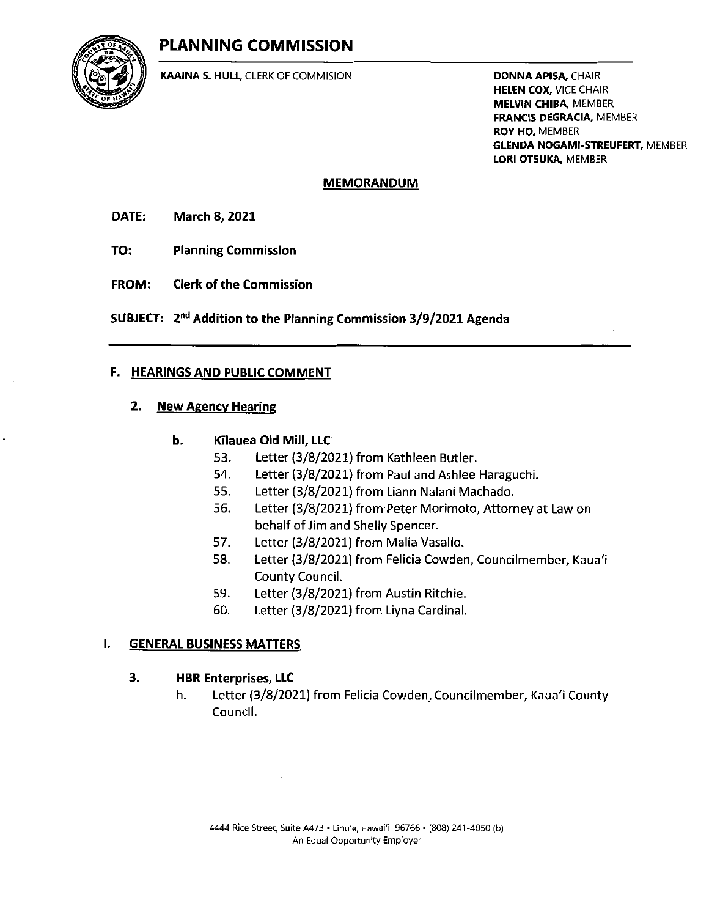# PLANNING COMMISSION

**KAAINA S. HULL**, CLERK OF COMMISION

**DONNA APISA**, CHAIR
**HELEN COX**, VICE CHAIR
**MELVIN CHIBA**, MEMBER
**FRANCIS DEGRACIA**, MEMBER
**ROY HO**, MEMBER
**GLENDA NOGAMI-STREUFERT**, MEMBER
**LORI OTSUKA**, MEMBER

## MEMORANDUM

**DATE:** **March 8, 2021**

**TO:** **Planning Commission**

**FROM:** **Clerk of the Commission**

**SUBJECT:** **2nd Addition to the Planning Commission 3/9/2021 Agenda**

---

### F. HEARINGS AND PUBLIC COMMENT

#### 2. New Agency Hearing

**b. Kīlauea Old Mill, LLC**

53. Letter (3/8/2021) from Kathleen Butler.
54. Letter (3/8/2021) from Paul and Ashlee Haraguchi.
55. Letter (3/8/2021) from Liann Nalani Machado.
56. Letter (3/8/2021) from Peter Morimoto, Attorney at Law on behalf of Jim and Shelly Spencer.
57. Letter (3/8/2021) from Malia Vasallo.
58. Letter (3/8/2021) from Felicia Cowden, Councilmember, Kaua'i County Council.
59. Letter (3/8/2021) from Austin Ritchie.
60. Letter (3/8/2021) from Liyna Cardinal.

### I. GENERAL BUSINESS MATTERS

#### 3. HBR Enterprises, LLC

h. Letter (3/8/2021) from Felicia Cowden, Councilmember, Kaua'i County Council.

4444 Rice Street, Suite A473 • Līhu'e, Hawai'i 96766 • (808) 241-4050 (b)
An Equal Opportunity Employer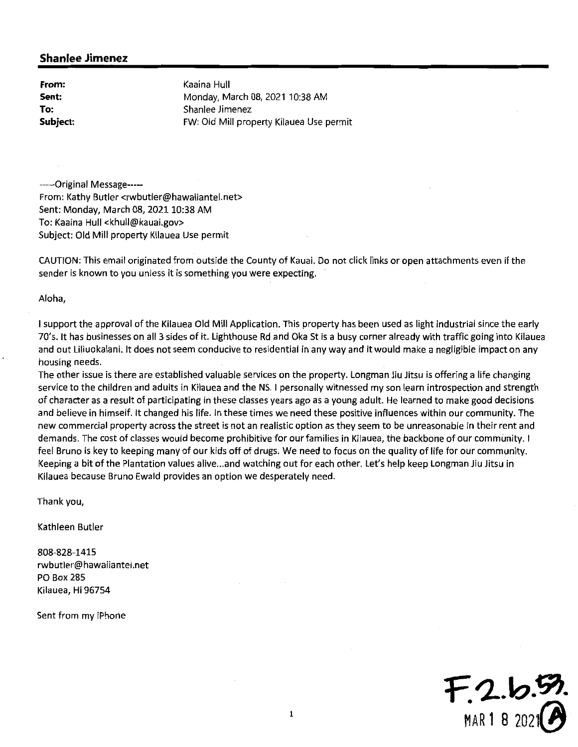## Shanlee Jimenez

| | |
|---|---|
| **From:** | Kaaina Hull |
| **Sent:** | Monday, March 08, 2021 10:38 AM |
| **To:** | Shanlee Jimenez |
| **Subject:** | FW: Old Mill property Kilauea Use permit |

-----Original Message-----
From: Kathy Butler <rwbutler@hawaiiantel.net>
Sent: Monday, March 08, 2021 10:38 AM
To: Kaaina Hull <khull@kauai.gov>
Subject: Old Mill property Kilauea Use permit

CAUTION: This email originated from outside the County of Kauai. Do not click links or open attachments even if the sender is known to you unless it is something you were expecting.

Aloha,

I support the approval of the Kilauea Old Mill Application. This property has been used as light industrial since the early 70's. It has businesses on all 3 sides of it. Lighthouse Rd and Oka St is a busy corner already with traffic going into Kilauea and out Liliuokalani. It does not seem conducive to residential in any way and it would make a negligible impact on any housing needs.
The other issue is there are established valuable services on the property. Longman Jiu Jitsu is offering a life changing service to the children and adults in Kilauea and the NS. I personally witnessed my son learn introspection and strength of character as a result of participating in these classes years ago as a young adult. He learned to make good decisions and believe in himself. It changed his life. In these times we need these positive influences within our community. The new commercial property across the street is not an realistic option as they seem to be unreasonable in their rent and demands. The cost of classes would become prohibitive for our families in Kilauea, the backbone of our community. I feel Bruno is key to keeping many of our kids off of drugs. We need to focus on the quality of life for our community. Keeping a bit of the Plantation values alive...and watching out for each other. Let's help keep Longman Jiu Jitsu in Kilauea because Bruno Ewald provides an option we desperately need.

Thank you,

Kathleen Butler

808-828-1415
rwbutler@hawaiiantel.net
PO Box 285
Kilauea, Hi 96754

Sent from my iPhone

F.2.b.53.
MAR 1 8 2021 (A)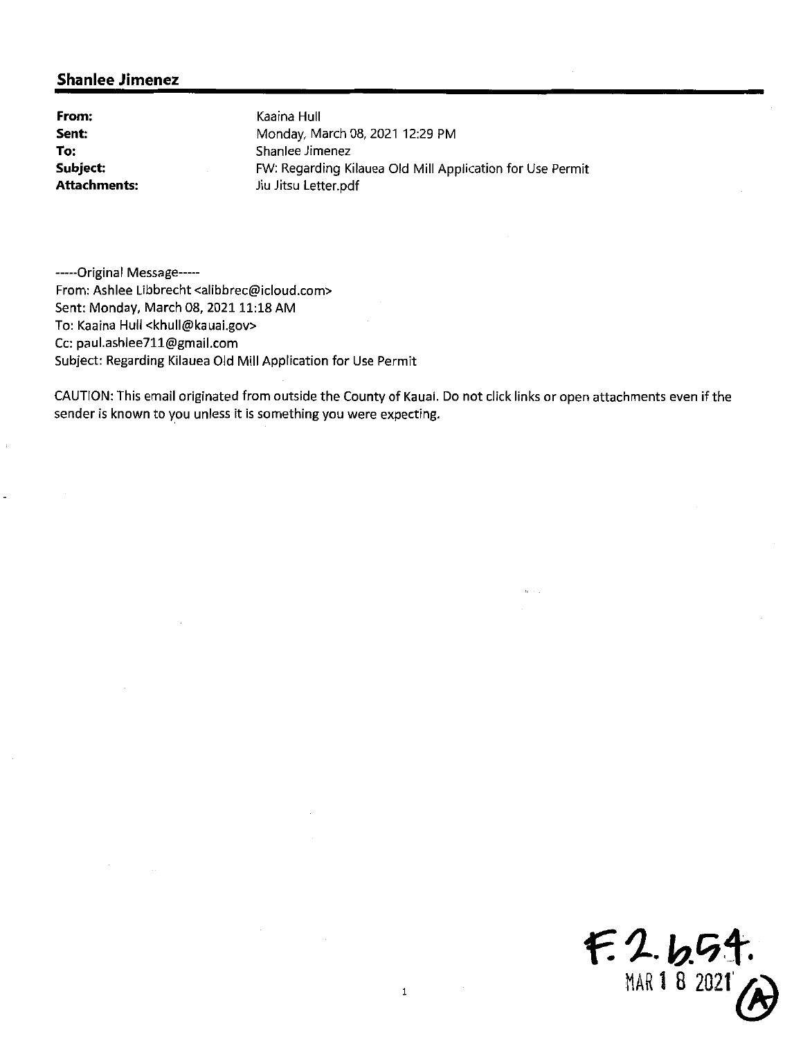**Shanlee Jimenez**

**From:** Kaaina Hull
**Sent:** Monday, March 08, 2021 12:29 PM
**To:** Shanlee Jimenez
**Subject:** FW: Regarding Kilauea Old Mill Application for Use Permit
**Attachments:** Jiu Jitsu Letter.pdf

-----Original Message-----
From: Ashlee Libbrecht <alibbrec@icloud.com>
Sent: Monday, March 08, 2021 11:18 AM
To: Kaaina Hull <khull@kauai.gov>
Cc: paul.ashlee711@gmail.com
Subject: Regarding Kilauea Old Mill Application for Use Permit

CAUTION: This email originated from outside the County of Kauai. Do not click links or open attachments even if the sender is known to you unless it is something you were expecting.

F.2.b.54.
MAR 18 2021
(A)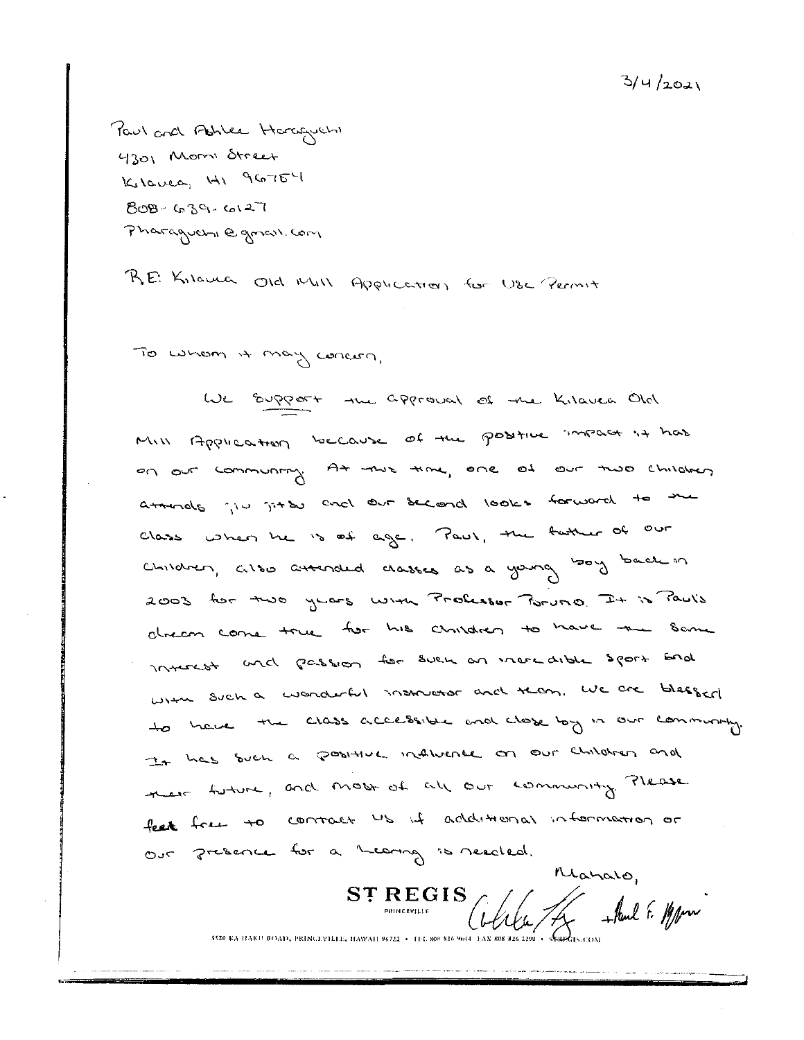3/4/2021

Paul and Ashlee Haraguchi
4301 Mami Street
Kilauea, HI 96754
808-639-6127
Pharaguchi@gmail.com

RE: Kilauea Old Mill Application for Use Permit

To whom it may concern,

We support the approval of the Kilauea Old Mill Application because of the positive impact it has on our community. At this time, one of our two children attends jiu jitsu and our second looks forward to the class when he is of age. Paul, the father of our children, also attended classes as a young boy back in 2003 for two years with Professor Toruno. It is Paul's dream come true for his children to have the same interest and passion for such an incredible sport and with such a wonderful instructor and team. We are blessed to have the class accessible and close by in our community. It has such a positive influence on our children and their future, and most of all our community. Please feel free to contact us if additional information or our presence for a hearing is needed.

Mahalo,

ST REGIS PRINCEVILLE

5520 KA HAKU ROAD, PRINCEVILLE, HAWAII 96722 • TEL 808 826 9644 • FAX 808 826 2290 • STREGIS.COM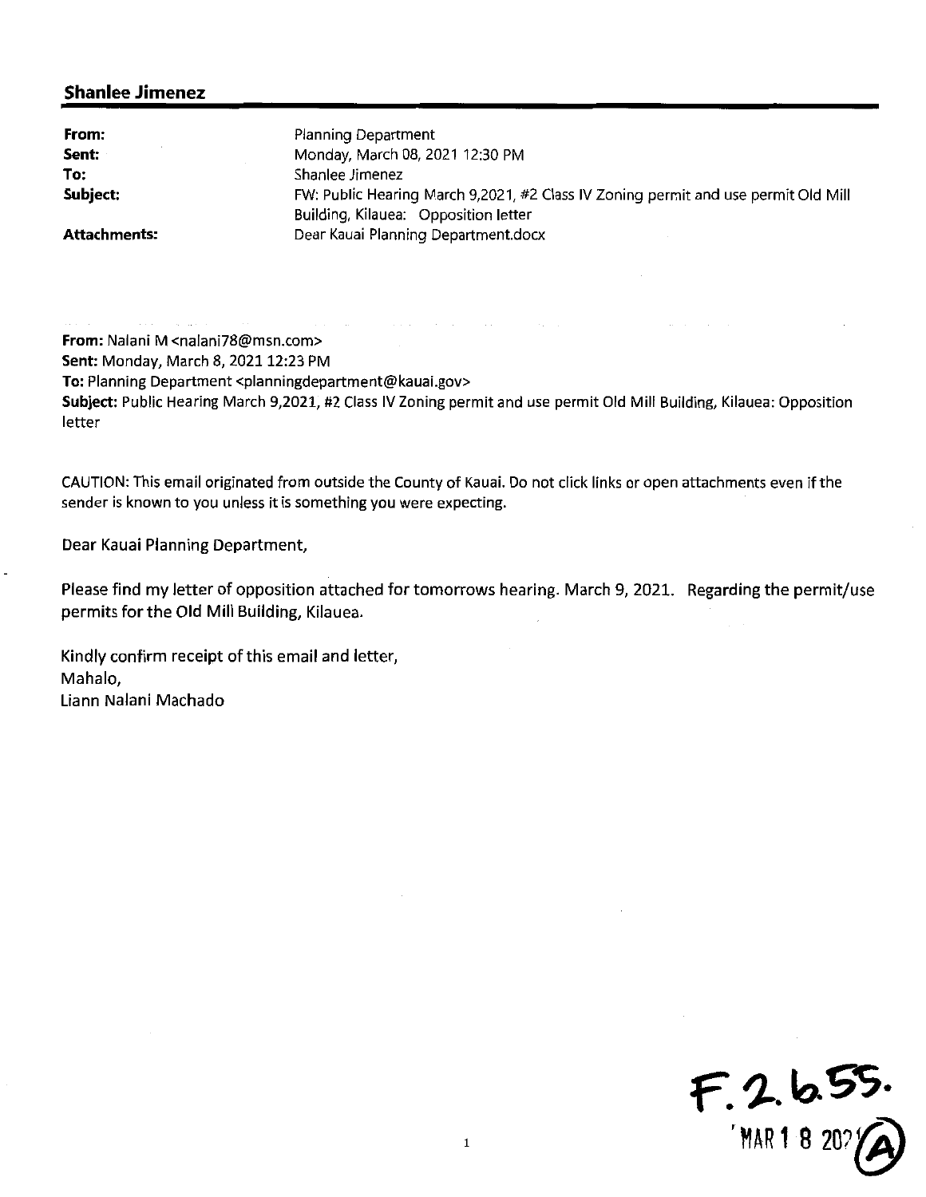## Shanlee Jimenez

| | |
|---|---|
| **From:** | Planning Department |
| **Sent:** | Monday, March 08, 2021 12:30 PM |
| **To:** | Shanlee Jimenez |
| **Subject:** | FW: Public Hearing March 9,2021, #2 Class IV Zoning permit and use permit Old Mill Building, Kilauea: Opposition letter |
| **Attachments:** | Dear Kauai Planning Department.docx |

**From:** Nalani M <nalani78@msn.com>
**Sent:** Monday, March 8, 2021 12:23 PM
**To:** Planning Department <planningdepartment@kauai.gov>
**Subject:** Public Hearing March 9,2021, #2 Class IV Zoning permit and use permit Old Mill Building, Kilauea: Opposition letter

CAUTION: This email originated from outside the County of Kauai. Do not click links or open attachments even if the sender is known to you unless it is something you were expecting.

Dear Kauai Planning Department,

Please find my letter of opposition attached for tomorrows hearing. March 9, 2021. Regarding the permit/use permits for the Old Mill Building, Kilauea.

Kindly confirm receipt of this email and letter,
Mahalo,
Liann Nalani Machado

F.2.b.55.
MAR 18 2021 (A)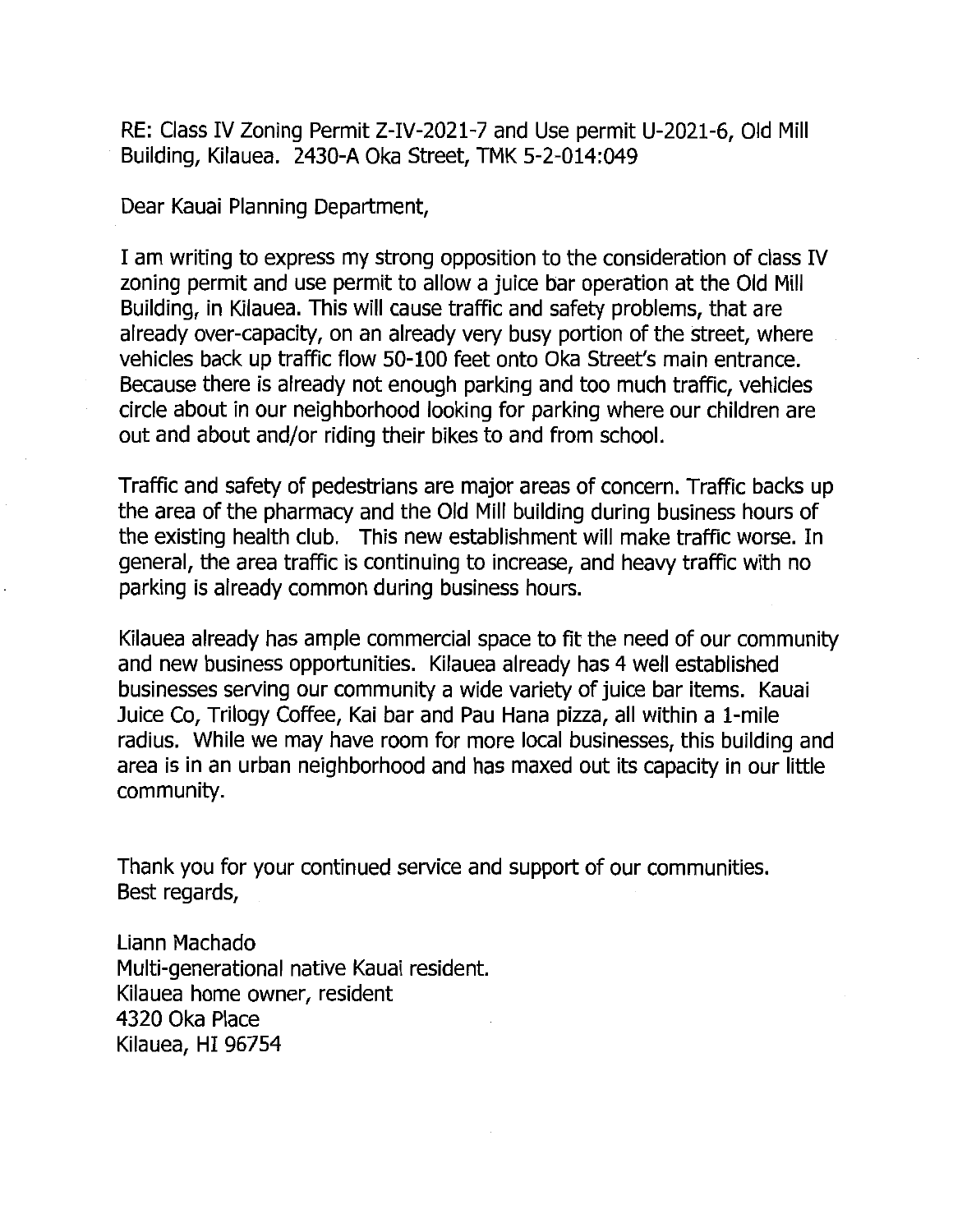RE: Class IV Zoning Permit Z-IV-2021-7 and Use permit U-2021-6, Old Mill Building, Kilauea. 2430-A Oka Street, TMK 5-2-014:049

Dear Kauai Planning Department,

I am writing to express my strong opposition to the consideration of class IV zoning permit and use permit to allow a juice bar operation at the Old Mill Building, in Kilauea. This will cause traffic and safety problems, that are already over-capacity, on an already very busy portion of the street, where vehicles back up traffic flow 50-100 feet onto Oka Street's main entrance. Because there is already not enough parking and too much traffic, vehicles circle about in our neighborhood looking for parking where our children are out and about and/or riding their bikes to and from school.

Traffic and safety of pedestrians are major areas of concern. Traffic backs up the area of the pharmacy and the Old Mill building during business hours of the existing health club. This new establishment will make traffic worse. In general, the area traffic is continuing to increase, and heavy traffic with no parking is already common during business hours.

Kilauea already has ample commercial space to fit the need of our community and new business opportunities. Kilauea already has 4 well established businesses serving our community a wide variety of juice bar items. Kauai Juice Co, Trilogy Coffee, Kai bar and Pau Hana pizza, all within a 1-mile radius. While we may have room for more local businesses, this building and area is in an urban neighborhood and has maxed out its capacity in our little community.

Thank you for your continued service and support of our communities.
Best regards,

Liann Machado
Multi-generational native Kauai resident.
Kilauea home owner, resident
4320 Oka Place
Kilauea, HI 96754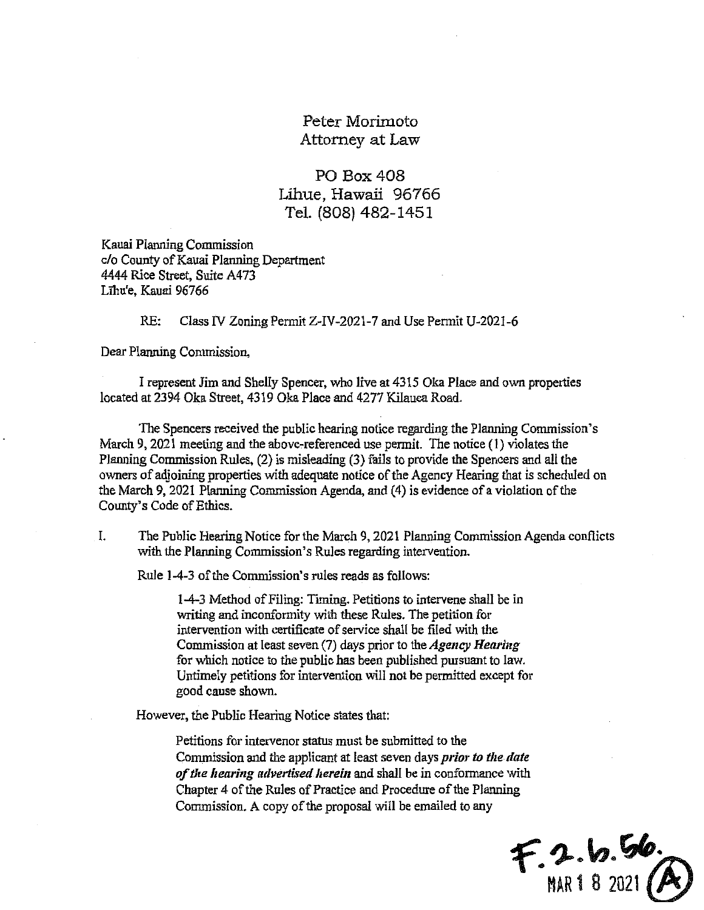Peter Morimoto
Attorney at Law

PO Box 408
Lihue, Hawaii 96766
Tel. (808) 482-1451

Kauai Planning Commission
c/o County of Kauai Planning Department
4444 Rice Street, Suite A473
Līhu'e, Kauai 96766

RE: Class IV Zoning Permit Z-IV-2021-7 and Use Permit U-2021-6

Dear Planning Commission,

I represent Jim and Shelly Spencer, who live at 4315 Oka Place and own properties located at 2394 Oka Street, 4319 Oka Place and 4277 Kilauea Road.

The Spencers received the public hearing notice regarding the Planning Commission's March 9, 2021 meeting and the above-referenced use permit. The notice (1) violates the Planning Commission Rules, (2) is misleading (3) fails to provide the Spencers and all the owners of adjoining properties with adequate notice of the Agency Hearing that is scheduled on the March 9, 2021 Planning Commission Agenda, and (4) is evidence of a violation of the County's Code of Ethics.

I. The Public Hearing Notice for the March 9, 2021 Planning Commission Agenda conflicts with the Planning Commission's Rules regarding intervention.

Rule 1-4-3 of the Commission's rules reads as follows:

> 1-4-3 Method of Filing: Timing. Petitions to intervene shall be in writing and inconformity with these Rules. The petition for intervention with certificate of service shall be filed with the Commission at least seven (7) days prior to the ***Agency Hearing*** for which notice to the public has been published pursuant to law. Untimely petitions for intervention will not be permitted except for good cause shown.

However, the Public Hearing Notice states that:

> Petitions for intervenor status must be submitted to the Commission and the applicant at least seven days ***prior to the date of the hearing advertised herein*** and shall be in conformance with Chapter 4 of the Rules of Practice and Procedure of the Planning Commission. A copy of the proposal will be emailed to any

F.2.b.56.
MAR 18 2021 (A)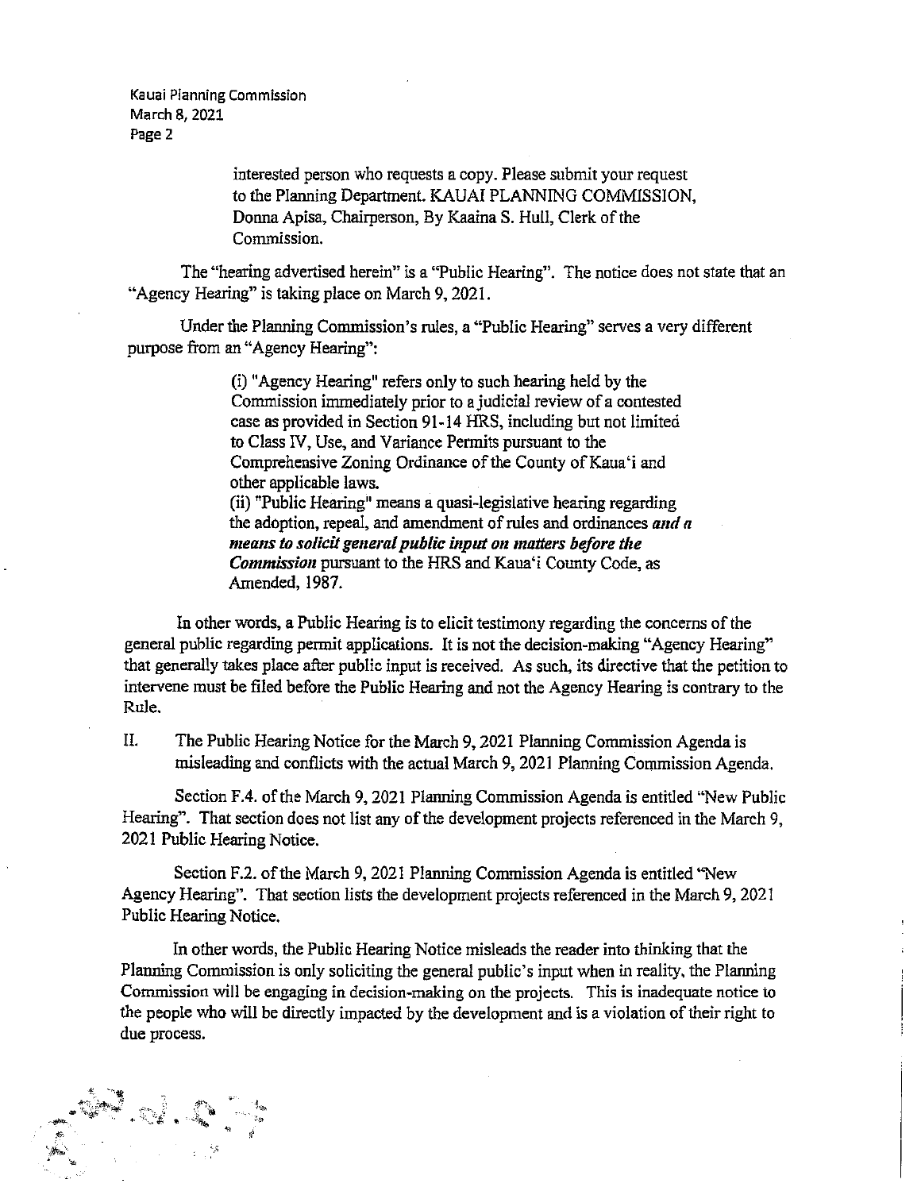interested person who requests a copy. Please submit your request to the Planning Department. KAUAI PLANNING COMMISSION, Donna Apisa, Chairperson, By Kaaina S. Hull, Clerk of the Commission.

The "hearing advertised herein" is a "Public Hearing". The notice does not state that an "Agency Hearing" is taking place on March 9, 2021.

Under the Planning Commission's rules, a "Public Hearing" serves a very different purpose from an "Agency Hearing":

> (i) "Agency Hearing" refers only to such hearing held by the Commission immediately prior to a judicial review of a contested case as provided in Section 91-14 HRS, including but not limited to Class IV, Use, and Variance Permits pursuant to the Comprehensive Zoning Ordinance of the County of Kaua'i and other applicable laws.
>
> (ii) "Public Hearing" means a quasi-legislative hearing regarding the adoption, repeal, and amendment of rules and ordinances ***and a means to solicit general public input on matters before the Commission*** pursuant to the HRS and Kaua'i County Code, as Amended, 1987.

In other words, a Public Hearing is to elicit testimony regarding the concerns of the general public regarding permit applications. It is not the decision-making "Agency Hearing" that generally takes place after public input is received. As such, its directive that the petition to intervene must be filed before the Public Hearing and not the Agency Hearing is contrary to the Rule.

## II. The Public Hearing Notice for the March 9, 2021 Planning Commission Agenda is misleading and conflicts with the actual March 9, 2021 Planning Commission Agenda.

Section F.4. of the March 9, 2021 Planning Commission Agenda is entitled "New Public Hearing". That section does not list any of the development projects referenced in the March 9, 2021 Public Hearing Notice.

Section F.2. of the March 9, 2021 Planning Commission Agenda is entitled "New Agency Hearing". That section lists the development projects referenced in the March 9, 2021 Public Hearing Notice.

In other words, the Public Hearing Notice misleads the reader into thinking that the Planning Commission is only soliciting the general public's input when in reality, the Planning Commission will be engaging in decision-making on the projects. This is inadequate notice to the people who will be directly impacted by the development and is a violation of their right to due process.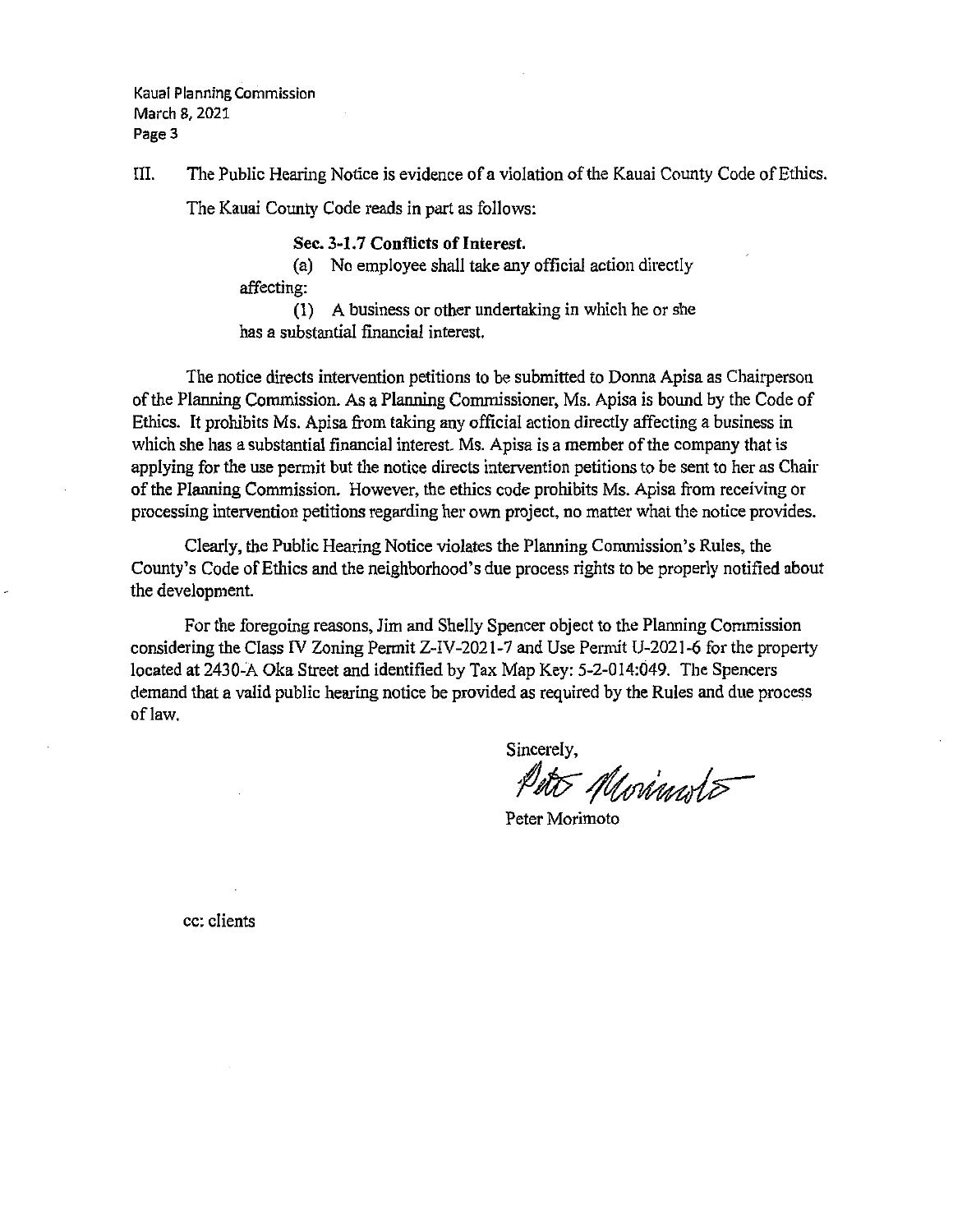III. The Public Hearing Notice is evidence of a violation of the Kauai County Code of Ethics.

The Kauai County Code reads in part as follows:

> **Sec. 3-1.7 Conflicts of Interest.**
>
> (a) No employee shall take any official action directly affecting:
>
> (1) A business or other undertaking in which he or she has a substantial financial interest.

The notice directs intervention petitions to be submitted to Donna Apisa as Chairperson of the Planning Commission. As a Planning Commissioner, Ms. Apisa is bound by the Code of Ethics. It prohibits Ms. Apisa from taking any official action directly affecting a business in which she has a substantial financial interest. Ms. Apisa is a member of the company that is applying for the use permit but the notice directs intervention petitions to be sent to her as Chair of the Planning Commission. However, the ethics code prohibits Ms. Apisa from receiving or processing intervention petitions regarding her own project, no matter what the notice provides.

Clearly, the Public Hearing Notice violates the Planning Commission's Rules, the County's Code of Ethics and the neighborhood's due process rights to be properly notified about the development.

For the foregoing reasons, Jim and Shelly Spencer object to the Planning Commission considering the Class IV Zoning Permit Z-IV-2021-7 and Use Permit U-2021-6 for the property located at 2430-A Oka Street and identified by Tax Map Key: 5-2-014:049. The Spencers demand that a valid public hearing notice be provided as required by the Rules and due process of law.

Sincerely,

Peter Morimoto

Peter Morimoto

cc: clients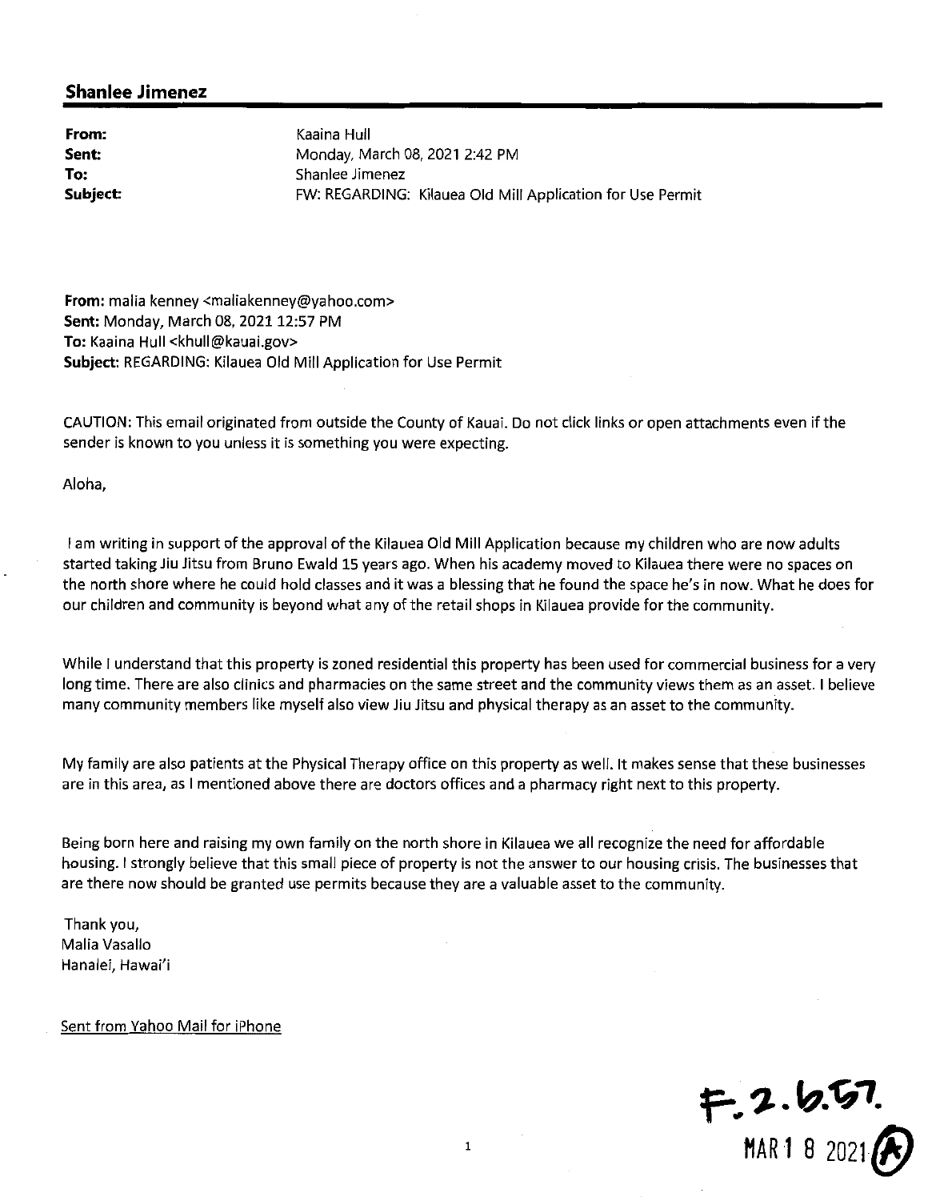**Shanlee Jimenez**

| | |
|---|---|
| **From:** | Kaaina Hull |
| **Sent:** | Monday, March 08, 2021 2:42 PM |
| **To:** | Shanlee Jimenez |
| **Subject:** | FW: REGARDING: Kilauea Old Mill Application for Use Permit |

**From:** malia kenney <maliakenney@yahoo.com>
**Sent:** Monday, March 08, 2021 12:57 PM
**To:** Kaaina Hull <khull@kauai.gov>
**Subject:** REGARDING: Kilauea Old Mill Application for Use Permit

CAUTION: This email originated from outside the County of Kauai. Do not click links or open attachments even if the sender is known to you unless it is something you were expecting.

Aloha,

I am writing in support of the approval of the Kilauea Old Mill Application because my children who are now adults started taking Jiu Jitsu from Bruno Ewald 15 years ago. When his academy moved to Kilauea there were no spaces on the north shore where he could hold classes and it was a blessing that he found the space he's in now. What he does for our children and community is beyond what any of the retail shops in Kilauea provide for the community.

While I understand that this property is zoned residential this property has been used for commercial business for a very long time. There are also clinics and pharmacies on the same street and the community views them as an asset. I believe many community members like myself also view Jiu Jitsu and physical therapy as an asset to the community.

My family are also patients at the Physical Therapy office on this property as well. It makes sense that these businesses are in this area, as I mentioned above there are doctors offices and a pharmacy right next to this property.

Being born here and raising my own family on the north shore in Kilauea we all recognize the need for affordable housing. I strongly believe that this small piece of property is not the answer to our housing crisis. The businesses that are there now should be granted use permits because they are a valuable asset to the community.

Thank you,
Malia Vasallo
Hanalei, Hawai'i

Sent from Yahoo Mail for iPhone

F.2.b.57.
MAR 1 8 2021 (A)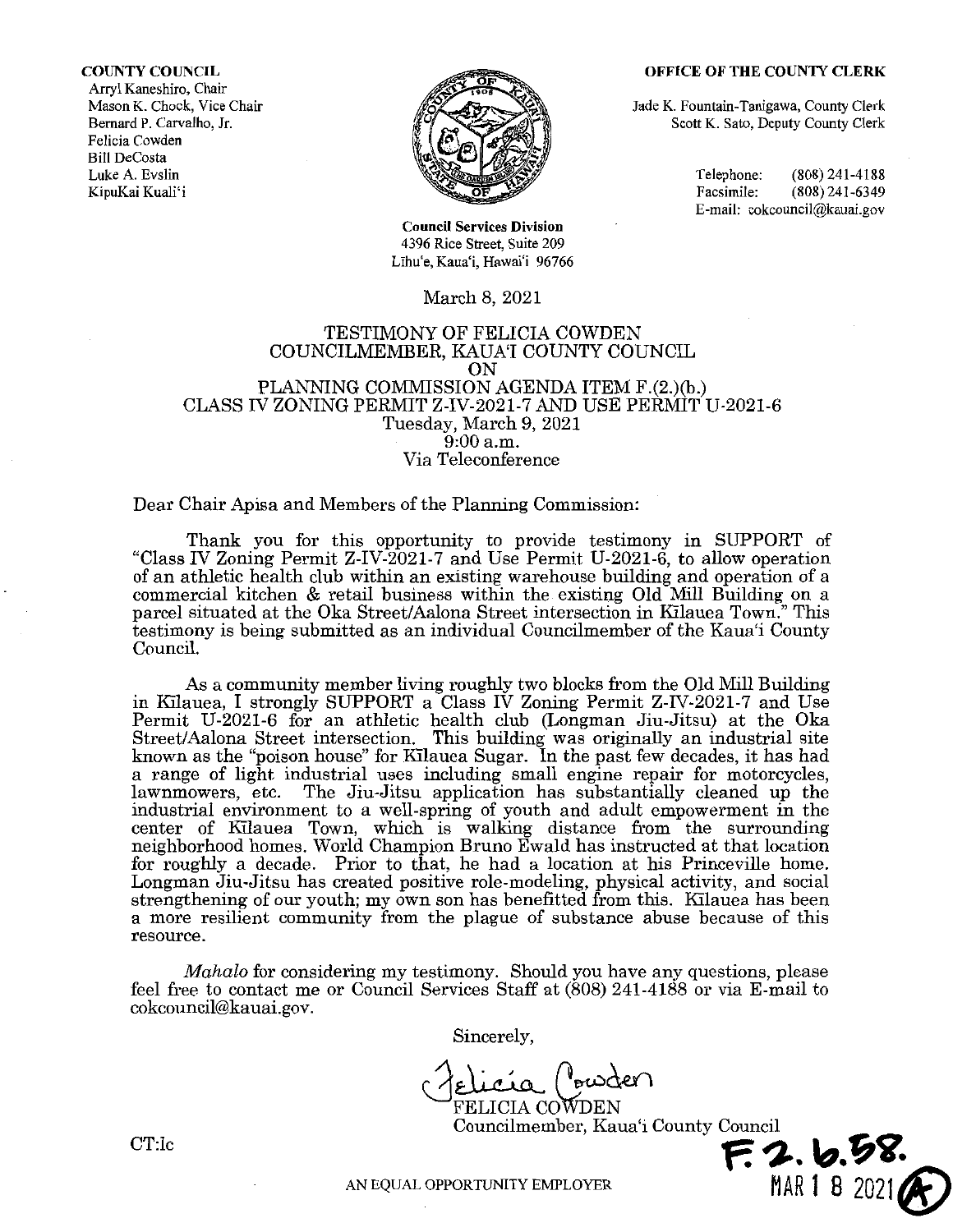**COUNTY COUNCIL**
Arryl Kaneshiro, Chair
Mason K. Chock, Vice Chair
Bernard P. Carvalho, Jr.
Felicia Cowden
Bill DeCosta
Luke A. Evslin
KipuKai Kuali'i

**OFFICE OF THE COUNTY CLERK**
Jade K. Fountain-Tanigawa, County Clerk
Scott K. Sato, Deputy County Clerk

Telephone: (808) 241-4188
Facsimile: (808) 241-6349
E-mail: cokcouncil@kauai.gov

**Council Services Division**
4396 Rice Street, Suite 209
Līhu'e, Kaua'i, Hawai'i 96766

March 8, 2021

TESTIMONY OF FELICIA COWDEN
COUNCILMEMBER, KAUA'I COUNTY COUNCIL
ON
PLANNING COMMISSION AGENDA ITEM F.(2.)(b.)
CLASS IV ZONING PERMIT Z-IV-2021-7 AND USE PERMIT U-2021-6
Tuesday, March 9, 2021
9:00 a.m.
Via Teleconference

Dear Chair Apisa and Members of the Planning Commission:

Thank you for this opportunity to provide testimony in SUPPORT of "Class IV Zoning Permit Z-IV-2021-7 and Use Permit U-2021-6, to allow operation of an athletic health club within an existing warehouse building and operation of a commercial kitchen & retail business within the existing Old Mill Building on a parcel situated at the Oka Street/Aalona Street intersection in Kīlauea Town." This testimony is being submitted as an individual Councilmember of the Kaua'i County Council.

As a community member living roughly two blocks from the Old Mill Building in Kīlauea, I strongly SUPPORT a Class IV Zoning Permit Z-IV-2021-7 and Use Permit U-2021-6 for an athletic health club (Longman Jiu-Jitsu) at the Oka Street/Aalona Street intersection. This building was originally an industrial site known as the "poison house" for Kīlauea Sugar. In the past few decades, it has had a range of light industrial uses including small engine repair for motorcycles, lawnmowers, etc. The Jiu-Jitsu application has substantially cleaned up the industrial environment to a well-spring of youth and adult empowerment in the center of Kīlauea Town, which is walking distance from the surrounding neighborhood homes. World Champion Bruno Ewald has instructed at that location for roughly a decade. Prior to that, he had a location at his Princeville home. Longman Jiu-Jitsu has created positive role-modeling, physical activity, and social strengthening of our youth; my own son has benefitted from this. Kīlauea has been a more resilient community from the plague of substance abuse because of this resource.

*Mahalo* for considering my testimony. Should you have any questions, please feel free to contact me or Council Services Staff at (808) 241-4188 or via E-mail to cokcouncil@kauai.gov.

Sincerely,

Felicia Cowden
FELICIA COWDEN
Councilmember, Kaua'i County Council

CT:lc

F.2.b.58.
MAR 18 2021 (A)

AN EQUAL OPPORTUNITY EMPLOYER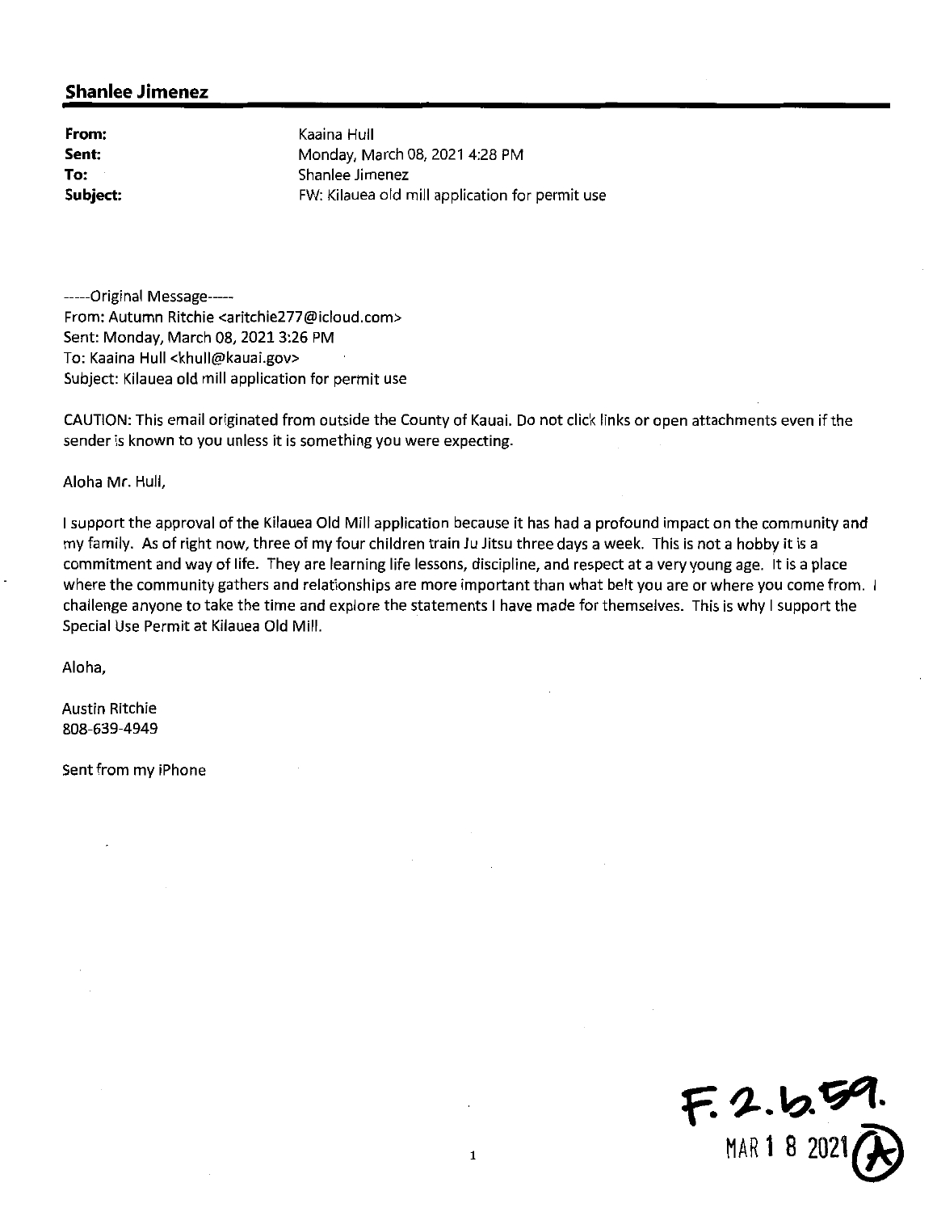## Shanlee Jimenez

**From:** Kaaina Hull
**Sent:** Monday, March 08, 2021 4:28 PM
**To:** Shanlee Jimenez
**Subject:** FW: Kilauea old mill application for permit use

-----Original Message-----
From: Autumn Ritchie <aritchie277@icloud.com>
Sent: Monday, March 08, 2021 3:26 PM
To: Kaaina Hull <khull@kauai.gov>
Subject: Kilauea old mill application for permit use

CAUTION: This email originated from outside the County of Kauai. Do not click links or open attachments even if the sender is known to you unless it is something you were expecting.

Aloha Mr. Hull,

I support the approval of the Kilauea Old Mill application because it has had a profound impact on the community and my family. As of right now, three of my four children train Ju Jitsu three days a week. This is not a hobby it is a commitment and way of life. They are learning life lessons, discipline, and respect at a very young age. It is a place where the community gathers and relationships are more important than what belt you are or where you come from. I challenge anyone to take the time and explore the statements I have made for themselves. This is why I support the Special Use Permit at Kilauea Old Mill.

Aloha,

Austin Ritchie
808-639-4949

Sent from my iPhone

F.2.b.59.
MAR 1 8 2021 (A)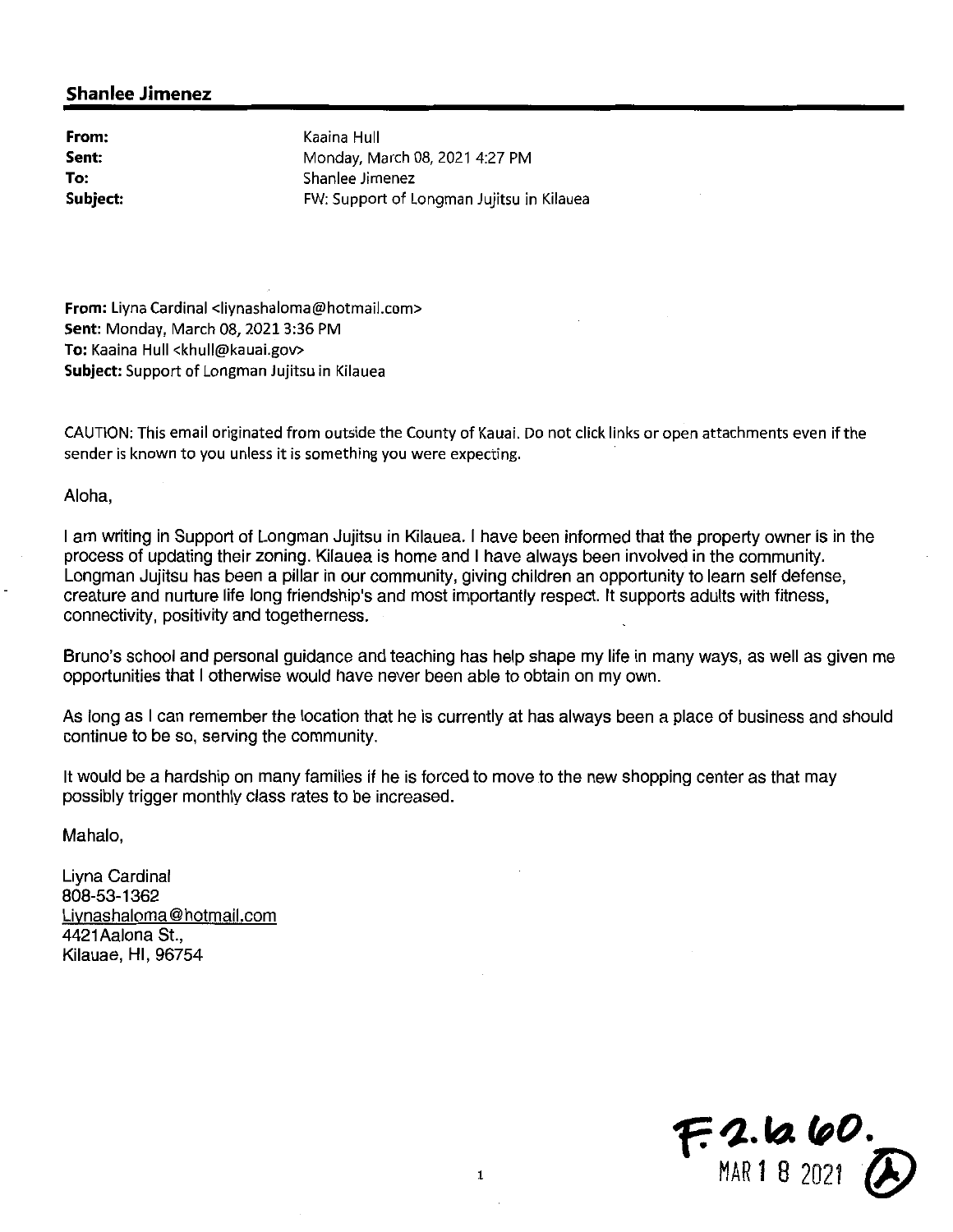## Shanlee Jimenez

**From:** Kaaina Hull
**Sent:** Monday, March 08, 2021 4:27 PM
**To:** Shanlee Jimenez
**Subject:** FW: Support of Longman Jujitsu in Kilauea

**From:** Liyna Cardinal <liynashaloma@hotmail.com>
**Sent:** Monday, March 08, 2021 3:36 PM
**To:** Kaaina Hull <khull@kauai.gov>
**Subject:** Support of Longman Jujitsu in Kilauea

CAUTION: This email originated from outside the County of Kauai. Do not click links or open attachments even if the sender is known to you unless it is something you were expecting.

Aloha,

I am writing in Support of Longman Jujitsu in Kilauea. I have been informed that the property owner is in the process of updating their zoning. Kilauea is home and I have always been involved in the community. Longman Jujitsu has been a pillar in our community, giving children an opportunity to learn self defense, creature and nurture life long friendship's and most importantly respect. It supports adults with fitness, connectivity, positivity and togetherness.

Bruno's school and personal guidance and teaching has help shape my life in many ways, as well as given me opportunities that I otherwise would have never been able to obtain on my own.

As long as I can remember the location that he is currently at has always been a place of business and should continue to be so, serving the community.

It would be a hardship on many families if he is forced to move to the new shopping center as that may possibly trigger monthly class rates to be increased.

Mahalo,

Liyna Cardinal
808-53-1362
Liynashaloma@hotmail.com
4421Aalona St.,
Kilauae, HI, 96754

F.2.6.60.
MAR 18 2021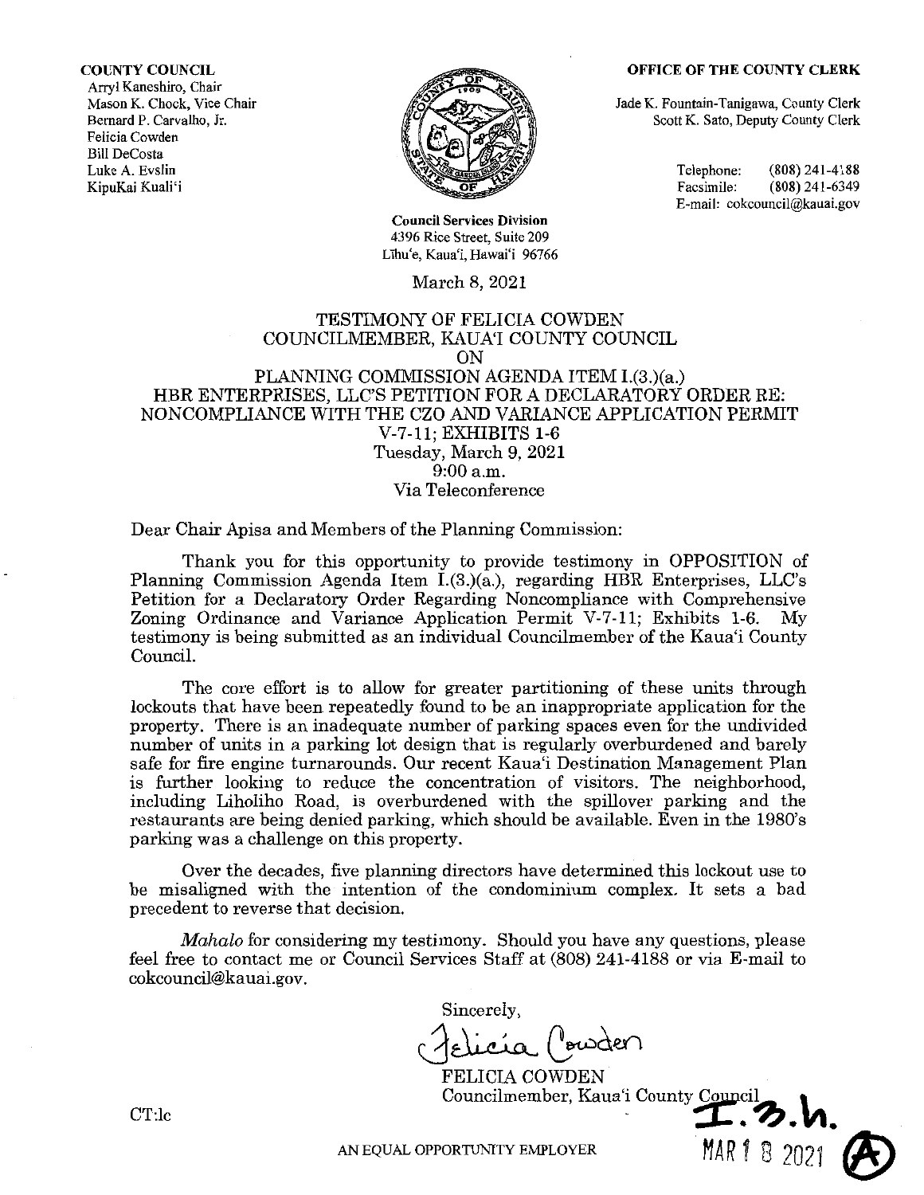**COUNTY COUNCIL**
Arryl Kaneshiro, Chair
Mason K. Chock, Vice Chair
Bernard P. Carvalho, Jr.
Felicia Cowden
Bill DeCosta
Luke A. Evslin
KipuKai Kuali'i

**OFFICE OF THE COUNTY CLERK**
Jade K. Fountain-Tanigawa, County Clerk
Scott K. Sato, Deputy County Clerk

Telephone: (808) 241-4188
Facsimile: (808) 241-6349
E-mail: cokcouncil@kauai.gov

**Council Services Division**
4396 Rice Street, Suite 209
Līhu'e, Kaua'i, Hawai'i 96766

March 8, 2021

TESTIMONY OF FELICIA COWDEN
COUNCILMEMBER, KAUA'I COUNTY COUNCIL
ON
PLANNING COMMISSION AGENDA ITEM I.(3.)(a.)
HBR ENTERPRISES, LLC'S PETITION FOR A DECLARATORY ORDER RE: NONCOMPLIANCE WITH THE CZO AND VARIANCE APPLICATION PERMIT V-7-11; EXHIBITS 1-6
Tuesday, March 9, 2021
9:00 a.m.
Via Teleconference

Dear Chair Apisa and Members of the Planning Commission:

Thank you for this opportunity to provide testimony in OPPOSITION of Planning Commission Agenda Item I.(3.)(a.), regarding HBR Enterprises, LLC's Petition for a Declaratory Order Regarding Noncompliance with Comprehensive Zoning Ordinance and Variance Application Permit V-7-11; Exhibits 1-6. My testimony is being submitted as an individual Councilmember of the Kaua'i County Council.

The core effort is to allow for greater partitioning of these units through lockouts that have been repeatedly found to be an inappropriate application for the property. There is an inadequate number of parking spaces even for the undivided number of units in a parking lot design that is regularly overburdened and barely safe for fire engine turnarounds. Our recent Kaua'i Destination Management Plan is further looking to reduce the concentration of visitors. The neighborhood, including Liholiho Road, is overburdened with the spillover parking and the restaurants are being denied parking, which should be available. Even in the 1980's parking was a challenge on this property.

Over the decades, five planning directors have determined this lockout use to be misaligned with the intention of the condominium complex. It sets a bad precedent to reverse that decision.

*Mahalo* for considering my testimony. Should you have any questions, please feel free to contact me or Council Services Staff at (808) 241-4188 or via E-mail to cokcouncil@kauai.gov.

Sincerely,

Felicia Cowden

FELICIA COWDEN
Councilmember, Kaua'i County Council

CT:lc

I.3.h.
MAR 1 8 2021
(A)

AN EQUAL OPPORTUNITY EMPLOYER